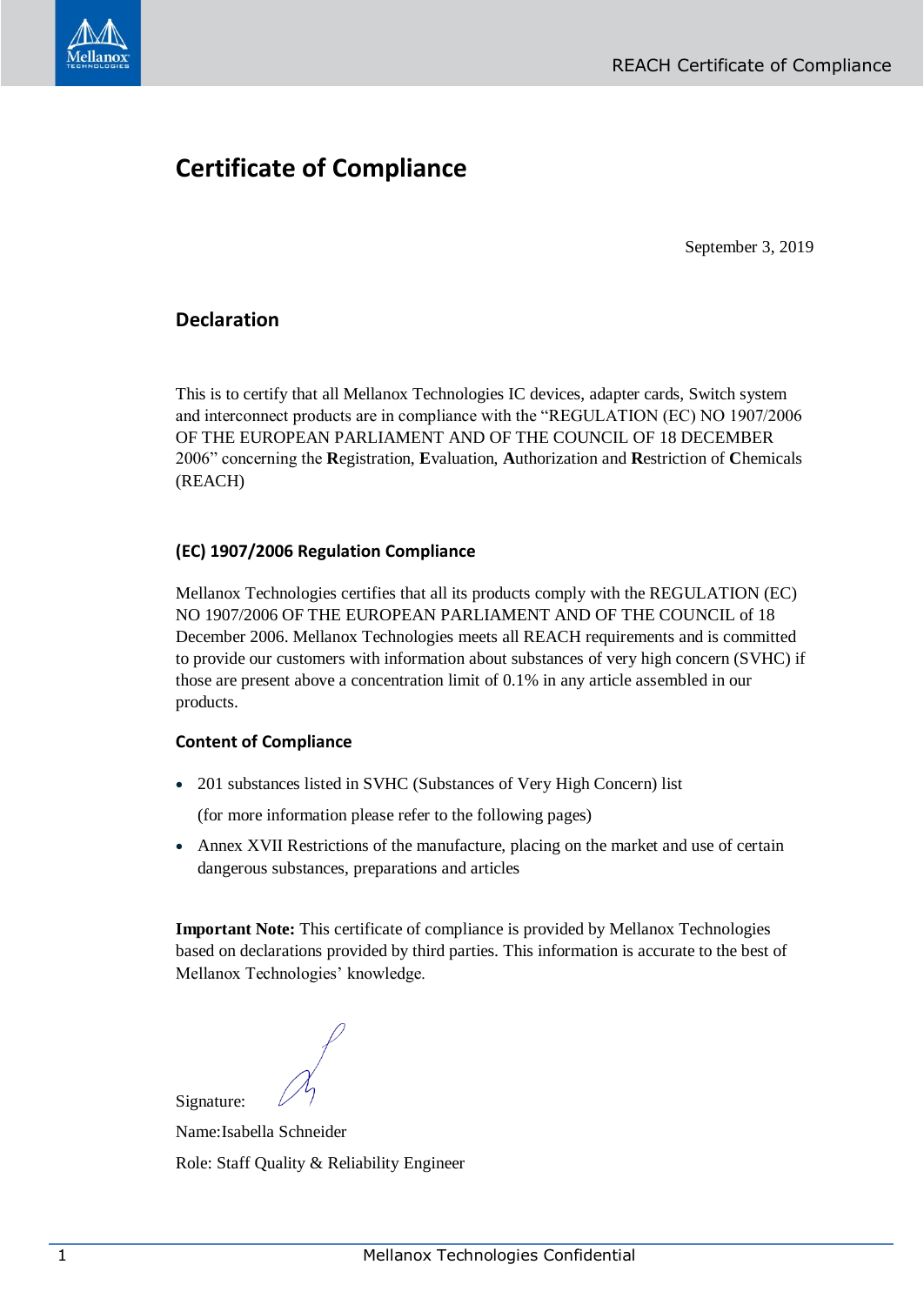# Certificate of Compliance

September 3, 2019

## Declaration

This is to certify that all Mellanox Technologies IC devices, adapter cards, Switch system and interconnect products are in compliance with the "REGULATION (EC) NO 1907/2006 OF THE EUROPEAN PARLIAMENT AND OF THE COUNCIL OF 18 DECEMBER 2006" concerning the **R**egistration, **E**valuation, **A**uthorization and **R**estriction of **C**hemicals (REACH)

### (EC) 1907/2006 Regulation Compliance

Mellanox Technologies certifies that all its products comply with the REGULATION (EC) NO 1907/2006 OF THE EUROPEAN PARLIAMENT AND OF THE COUNCIL of 18 December 2006. Mellanox Technologies meets all REACH requirements and is committed to provide our customers with information about substances of very high concern (SVHC) if those are present above a concentration limit of 0.1% in any article assembled in our products.

### Content of Compliance

- 201 substances listed in SVHC (Substances of Very High Concern) list

  (for more information please refer to the following pages)
- Annex XVII Restrictions of the manufacture, placing on the market and use of certain dangerous substances, preparations and articles

**Important Note:** This certificate of compliance is provided by Mellanox Technologies based on declarations provided by third parties. This information is accurate to the best of Mellanox Technologies' knowledge.

Signature:

Name:Isabella Schneider

Role: Staff Quality & Reliability Engineer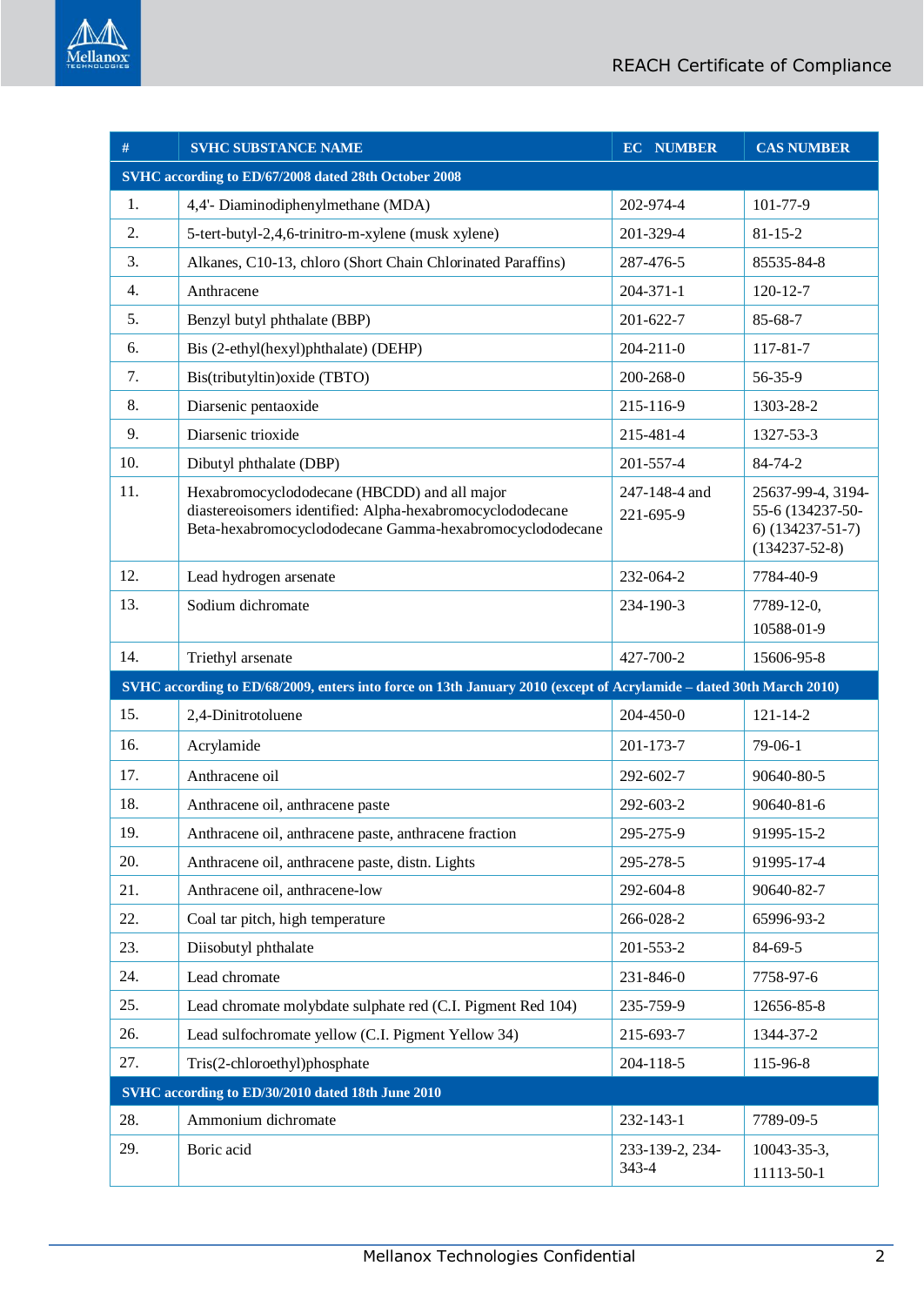| # | SVHC SUBSTANCE NAME | EC NUMBER | CAS NUMBER |
|---|---|---|---|
| **SVHC according to ED/67/2008 dated 28th October 2008** | | | |
| 1. | 4,4'- Diaminodiphenylmethane (MDA) | 202-974-4 | 101-77-9 |
| 2. | 5-tert-butyl-2,4,6-trinitro-m-xylene (musk xylene) | 201-329-4 | 81-15-2 |
| 3. | Alkanes, C10-13, chloro (Short Chain Chlorinated Paraffins) | 287-476-5 | 85535-84-8 |
| 4. | Anthracene | 204-371-1 | 120-12-7 |
| 5. | Benzyl butyl phthalate (BBP) | 201-622-7 | 85-68-7 |
| 6. | Bis (2-ethyl(hexyl)phthalate) (DEHP) | 204-211-0 | 117-81-7 |
| 7. | Bis(tributyltin)oxide (TBTO) | 200-268-0 | 56-35-9 |
| 8. | Diarsenic pentaoxide | 215-116-9 | 1303-28-2 |
| 9. | Diarsenic trioxide | 215-481-4 | 1327-53-3 |
| 10. | Dibutyl phthalate (DBP) | 201-557-4 | 84-74-2 |
| 11. | Hexabromocyclododecane (HBCDD) and all major diastereoisomers identified: Alpha-hexabromocyclododecane Beta-hexabromocyclododecane Gamma-hexabromocyclododecane | 247-148-4 and 221-695-9 | 25637-99-4, 3194-55-6 (134237-50-6) (134237-51-7) (134237-52-8) |
| 12. | Lead hydrogen arsenate | 232-064-2 | 7784-40-9 |
| 13. | Sodium dichromate | 234-190-3 | 7789-12-0, 10588-01-9 |
| 14. | Triethyl arsenate | 427-700-2 | 15606-95-8 |
| **SVHC according to ED/68/2009, enters into force on 13th January 2010 (except of Acrylamide – dated 30th March 2010)** | | | |
| 15. | 2,4-Dinitrotoluene | 204-450-0 | 121-14-2 |
| 16. | Acrylamide | 201-173-7 | 79-06-1 |
| 17. | Anthracene oil | 292-602-7 | 90640-80-5 |
| 18. | Anthracene oil, anthracene paste | 292-603-2 | 90640-81-6 |
| 19. | Anthracene oil, anthracene paste, anthracene fraction | 295-275-9 | 91995-15-2 |
| 20. | Anthracene oil, anthracene paste, distn. Lights | 295-278-5 | 91995-17-4 |
| 21. | Anthracene oil, anthracene-low | 292-604-8 | 90640-82-7 |
| 22. | Coal tar pitch, high temperature | 266-028-2 | 65996-93-2 |
| 23. | Diisobutyl phthalate | 201-553-2 | 84-69-5 |
| 24. | Lead chromate | 231-846-0 | 7758-97-6 |
| 25. | Lead chromate molybdate sulphate red (C.I. Pigment Red 104) | 235-759-9 | 12656-85-8 |
| 26. | Lead sulfochromate yellow (C.I. Pigment Yellow 34) | 215-693-7 | 1344-37-2 |
| 27. | Tris(2-chloroethyl)phosphate | 204-118-5 | 115-96-8 |
| **SVHC according to ED/30/2010 dated 18th June 2010** | | | |
| 28. | Ammonium dichromate | 232-143-1 | 7789-09-5 |
| 29. | Boric acid | 233-139-2, 234-343-4 | 10043-35-3, 11113-50-1 |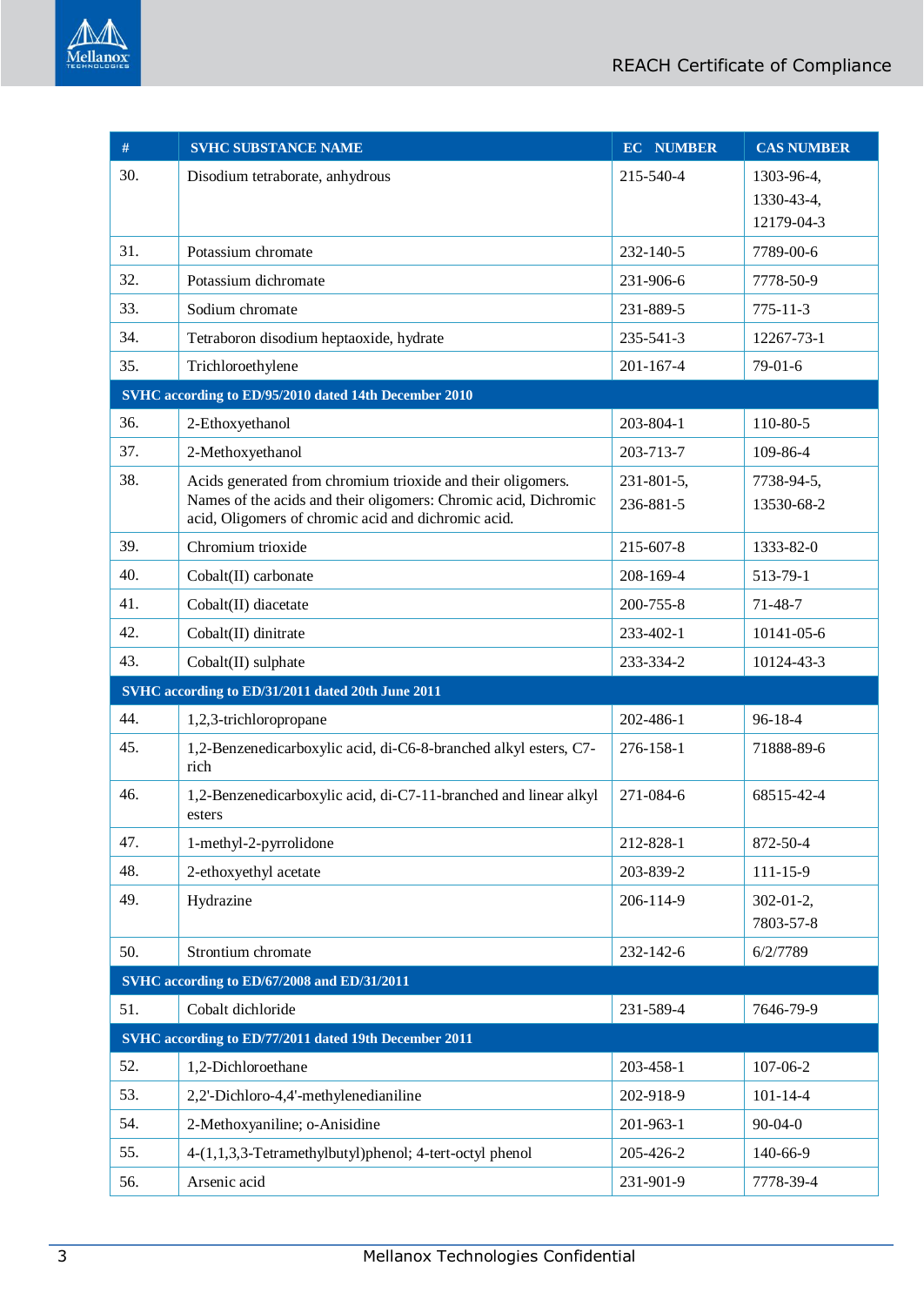| # | SVHC SUBSTANCE NAME | EC NUMBER | CAS NUMBER |
|---|---|---|---|
| 30. | Disodium tetraborate, anhydrous | 215-540-4 | 1303-96-4, 1330-43-4, 12179-04-3 |
| 31. | Potassium chromate | 232-140-5 | 7789-00-6 |
| 32. | Potassium dichromate | 231-906-6 | 7778-50-9 |
| 33. | Sodium chromate | 231-889-5 | 775-11-3 |
| 34. | Tetraboron disodium heptaoxide, hydrate | 235-541-3 | 12267-73-1 |
| 35. | Trichloroethylene | 201-167-4 | 79-01-6 |
| **SVHC according to ED/95/2010 dated 14th December 2010** | | | |
| 36. | 2-Ethoxyethanol | 203-804-1 | 110-80-5 |
| 37. | 2-Methoxyethanol | 203-713-7 | 109-86-4 |
| 38. | Acids generated from chromium trioxide and their oligomers. Names of the acids and their oligomers: Chromic acid, Dichromic acid, Oligomers of chromic acid and dichromic acid. | 231-801-5, 236-881-5 | 7738-94-5, 13530-68-2 |
| 39. | Chromium trioxide | 215-607-8 | 1333-82-0 |
| 40. | Cobalt(II) carbonate | 208-169-4 | 513-79-1 |
| 41. | Cobalt(II) diacetate | 200-755-8 | 71-48-7 |
| 42. | Cobalt(II) dinitrate | 233-402-1 | 10141-05-6 |
| 43. | Cobalt(II) sulphate | 233-334-2 | 10124-43-3 |
| **SVHC according to ED/31/2011 dated 20th June 2011** | | | |
| 44. | 1,2,3-trichloropropane | 202-486-1 | 96-18-4 |
| 45. | 1,2-Benzenedicarboxylic acid, di-C6-8-branched alkyl esters, C7-rich | 276-158-1 | 71888-89-6 |
| 46. | 1,2-Benzenedicarboxylic acid, di-C7-11-branched and linear alkyl esters | 271-084-6 | 68515-42-4 |
| 47. | 1-methyl-2-pyrrolidone | 212-828-1 | 872-50-4 |
| 48. | 2-ethoxyethyl acetate | 203-839-2 | 111-15-9 |
| 49. | Hydrazine | 206-114-9 | 302-01-2, 7803-57-8 |
| 50. | Strontium chromate | 232-142-6 | 6/2/7789 |
| **SVHC according to ED/67/2008 and ED/31/2011** | | | |
| 51. | Cobalt dichloride | 231-589-4 | 7646-79-9 |
| **SVHC according to ED/77/2011 dated 19th December 2011** | | | |
| 52. | 1,2-Dichloroethane | 203-458-1 | 107-06-2 |
| 53. | 2,2'-Dichloro-4,4'-methylenedianiline | 202-918-9 | 101-14-4 |
| 54. | 2-Methoxyaniline; o-Anisidine | 201-963-1 | 90-04-0 |
| 55. | 4-(1,1,3,3-Tetramethylbutyl)phenol; 4-tert-octyl phenol | 205-426-2 | 140-66-9 |
| 56. | Arsenic acid | 231-901-9 | 7778-39-4 |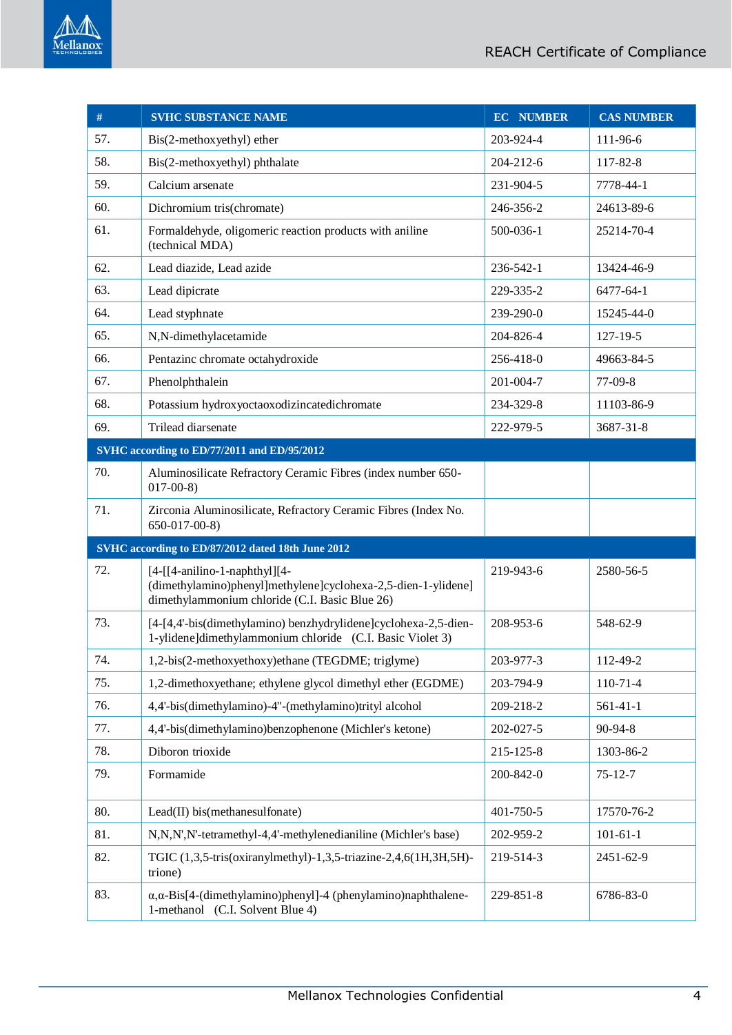| # | SVHC SUBSTANCE NAME | EC NUMBER | CAS NUMBER |
|---|---|---|---|
| 57. | Bis(2-methoxyethyl) ether | 203-924-4 | 111-96-6 |
| 58. | Bis(2-methoxyethyl) phthalate | 204-212-6 | 117-82-8 |
| 59. | Calcium arsenate | 231-904-5 | 7778-44-1 |
| 60. | Dichromium tris(chromate) | 246-356-2 | 24613-89-6 |
| 61. | Formaldehyde, oligomeric reaction products with aniline (technical MDA) | 500-036-1 | 25214-70-4 |
| 62. | Lead diazide, Lead azide | 236-542-1 | 13424-46-9 |
| 63. | Lead dipicrate | 229-335-2 | 6477-64-1 |
| 64. | Lead styphnate | 239-290-0 | 15245-44-0 |
| 65. | N,N-dimethylacetamide | 204-826-4 | 127-19-5 |
| 66. | Pentazinc chromate octahydroxide | 256-418-0 | 49663-84-5 |
| 67. | Phenolphthalein | 201-004-7 | 77-09-8 |
| 68. | Potassium hydroxyoctaoxodizincatedichromate | 234-329-8 | 11103-86-9 |
| 69. | Trilead diarsenate | 222-979-5 | 3687-31-8 |
| **SVHC according to ED/77/2011 and ED/95/2012** | | | |
| 70. | Aluminosilicate Refractory Ceramic Fibres (index number 650-017-00-8) | | |
| 71. | Zirconia Aluminosilicate, Refractory Ceramic Fibres (Index No. 650-017-00-8) | | |
| **SVHC according to ED/87/2012 dated 18th June 2012** | | | |
| 72. | [4-[[4-anilino-1-naphthyl][4-(dimethylamino)phenyl]methylene]cyclohexa-2,5-dien-1-ylidene] dimethylammonium chloride (C.I. Basic Blue 26) | 219-943-6 | 2580-56-5 |
| 73. | [4-[4,4'-bis(dimethylamino) benzhydrylidene]cyclohexa-2,5-dien-1-ylidene]dimethylammonium chloride (C.I. Basic Violet 3) | 208-953-6 | 548-62-9 |
| 74. | 1,2-bis(2-methoxyethoxy)ethane (TEGDME; triglyme) | 203-977-3 | 112-49-2 |
| 75. | 1,2-dimethoxyethane; ethylene glycol dimethyl ether (EGDME) | 203-794-9 | 110-71-4 |
| 76. | 4,4'-bis(dimethylamino)-4''-(methylamino)trityl alcohol | 209-218-2 | 561-41-1 |
| 77. | 4,4'-bis(dimethylamino)benzophenone (Michler's ketone) | 202-027-5 | 90-94-8 |
| 78. | Diboron trioxide | 215-125-8 | 1303-86-2 |
| 79. | Formamide | 200-842-0 | 75-12-7 |
| 80. | Lead(II) bis(methanesulfonate) | 401-750-5 | 17570-76-2 |
| 81. | N,N,N',N'-tetramethyl-4,4'-methylenedianiline (Michler's base) | 202-959-2 | 101-61-1 |
| 82. | TGIC (1,3,5-tris(oxiranylmethyl)-1,3,5-triazine-2,4,6(1H,3H,5H)-trione) | 219-514-3 | 2451-62-9 |
| 83. | α,α-Bis[4-(dimethylamino)phenyl]-4 (phenylamino)naphthalene-1-methanol (C.I. Solvent Blue 4) | 229-851-8 | 6786-83-0 |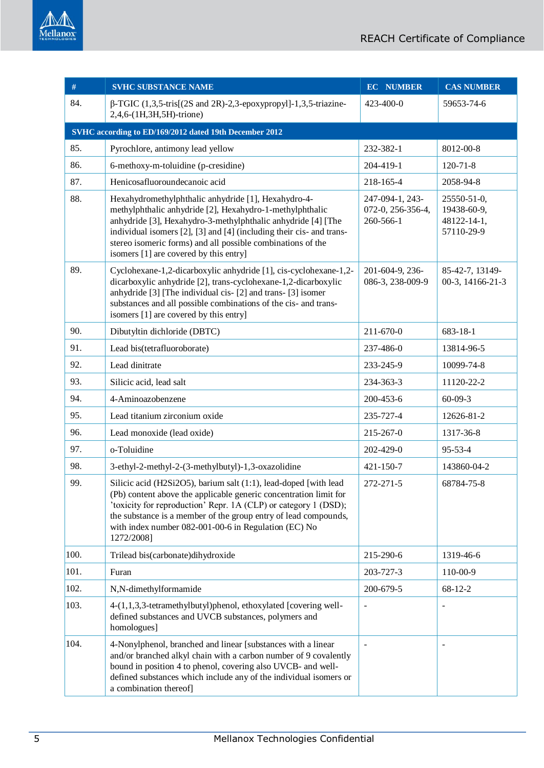| # | SVHC SUBSTANCE NAME | EC NUMBER | CAS NUMBER |
|---|---|---|---|
| 84. | β-TGIC (1,3,5-tris[(2S and 2R)-2,3-epoxypropyl]-1,3,5-triazine-2,4,6-(1H,3H,5H)-trione) | 423-400-0 | 59653-74-6 |
| **SVHC according to ED/169/2012 dated 19th December 2012** | | | |
| 85. | Pyrochlore, antimony lead yellow | 232-382-1 | 8012-00-8 |
| 86. | 6-methoxy-m-toluidine (p-cresidine) | 204-419-1 | 120-71-8 |
| 87. | Henicosafluoroundecanoic acid | 218-165-4 | 2058-94-8 |
| 88. | Hexahydromethylphthalic anhydride [1], Hexahydro-4-methylphthalic anhydride [2], Hexahydro-1-methylphthalic anhydride [3], Hexahydro-3-methylphthalic anhydride [4] [The individual isomers [2], [3] and [4] (including their cis- and trans- stereo isomeric forms) and all possible combinations of the isomers [1] are covered by this entry] | 247-094-1, 243-072-0, 256-356-4, 260-566-1 | 25550-51-0, 19438-60-9, 48122-14-1, 57110-29-9 |
| 89. | Cyclohexane-1,2-dicarboxylic anhydride [1], cis-cyclohexane-1,2-dicarboxylic anhydride [2], trans-cyclohexane-1,2-dicarboxylic anhydride [3] [The individual cis- [2] and trans- [3] isomer substances and all possible combinations of the cis- and trans-isomers [1] are covered by this entry] | 201-604-9, 236-086-3, 238-009-9 | 85-42-7, 13149-00-3, 14166-21-3 |
| 90. | Dibutyltin dichloride (DBTC) | 211-670-0 | 683-18-1 |
| 91. | Lead bis(tetrafluoroborate) | 237-486-0 | 13814-96-5 |
| 92. | Lead dinitrate | 233-245-9 | 10099-74-8 |
| 93. | Silicic acid, lead salt | 234-363-3 | 11120-22-2 |
| 94. | 4-Aminoazobenzene | 200-453-6 | 60-09-3 |
| 95. | Lead titanium zirconium oxide | 235-727-4 | 12626-81-2 |
| 96. | Lead monoxide (lead oxide) | 215-267-0 | 1317-36-8 |
| 97. | o-Toluidine | 202-429-0 | 95-53-4 |
| 98. | 3-ethyl-2-methyl-2-(3-methylbutyl)-1,3-oxazolidine | 421-150-7 | 143860-04-2 |
| 99. | Silicic acid ($H_2Si_2O_5$), barium salt (1:1), lead-doped [with lead (Pb) content above the applicable generic concentration limit for 'toxicity for reproduction' Repr. 1A (CLP) or category 1 (DSD); the substance is a member of the group entry of lead compounds, with index number 082-001-00-6 in Regulation (EC) No 1272/2008] | 272-271-5 | 68784-75-8 |
| 100. | Trilead bis(carbonate)dihydroxide | 215-290-6 | 1319-46-6 |
| 101. | Furan | 203-727-3 | 110-00-9 |
| 102. | N,N-dimethylformamide | 200-679-5 | 68-12-2 |
| 103. | 4-(1,1,3,3-tetramethylbutyl)phenol, ethoxylated [covering well-defined substances and UVCB substances, polymers and homologues] | - | - |
| 104. | 4-Nonylphenol, branched and linear [substances with a linear and/or branched alkyl chain with a carbon number of 9 covalently bound in position 4 to phenol, covering also UVCB- and well-defined substances which include any of the individual isomers or a combination thereof] | - | - |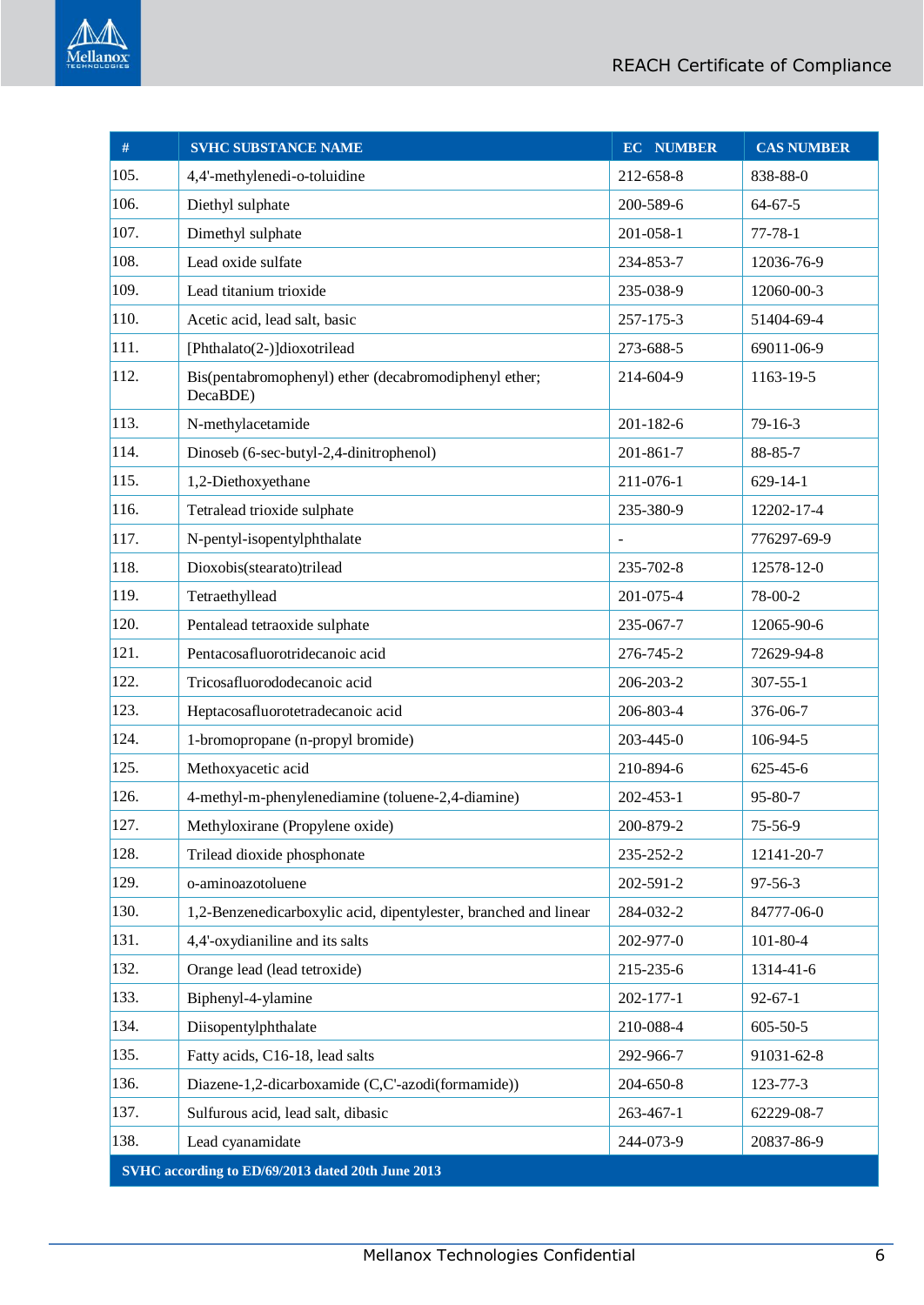| # | SVHC SUBSTANCE NAME | EC NUMBER | CAS NUMBER |
|---|---|---|---|
| 105. | 4,4'-methylenedi-o-toluidine | 212-658-8 | 838-88-0 |
| 106. | Diethyl sulphate | 200-589-6 | 64-67-5 |
| 107. | Dimethyl sulphate | 201-058-1 | 77-78-1 |
| 108. | Lead oxide sulfate | 234-853-7 | 12036-76-9 |
| 109. | Lead titanium trioxide | 235-038-9 | 12060-00-3 |
| 110. | Acetic acid, lead salt, basic | 257-175-3 | 51404-69-4 |
| 111. | [Phthalato(2-)]dioxotrilead | 273-688-5 | 69011-06-9 |
| 112. | Bis(pentabromophenyl) ether (decabromodiphenyl ether; DecaBDE) | 214-604-9 | 1163-19-5 |
| 113. | N-methylacetamide | 201-182-6 | 79-16-3 |
| 114. | Dinoseb (6-sec-butyl-2,4-dinitrophenol) | 201-861-7 | 88-85-7 |
| 115. | 1,2-Diethoxyethane | 211-076-1 | 629-14-1 |
| 116. | Tetralead trioxide sulphate | 235-380-9 | 12202-17-4 |
| 117. | N-pentyl-isopentylphthalate | - | 776297-69-9 |
| 118. | Dioxobis(stearato)trilead | 235-702-8 | 12578-12-0 |
| 119. | Tetraethyllead | 201-075-4 | 78-00-2 |
| 120. | Pentalead tetraoxide sulphate | 235-067-7 | 12065-90-6 |
| 121. | Pentacosafluorotridecanoic acid | 276-745-2 | 72629-94-8 |
| 122. | Tricosafluorododecanoic acid | 206-203-2 | 307-55-1 |
| 123. | Heptacosafluorotetradecanoic acid | 206-803-4 | 376-06-7 |
| 124. | 1-bromopropane (n-propyl bromide) | 203-445-0 | 106-94-5 |
| 125. | Methoxyacetic acid | 210-894-6 | 625-45-6 |
| 126. | 4-methyl-m-phenylenediamine (toluene-2,4-diamine) | 202-453-1 | 95-80-7 |
| 127. | Methyloxirane (Propylene oxide) | 200-879-2 | 75-56-9 |
| 128. | Trilead dioxide phosphonate | 235-252-2 | 12141-20-7 |
| 129. | o-aminoazotoluene | 202-591-2 | 97-56-3 |
| 130. | 1,2-Benzenedicarboxylic acid, dipentylester, branched and linear | 284-032-2 | 84777-06-0 |
| 131. | 4,4'-oxydianiline and its salts | 202-977-0 | 101-80-4 |
| 132. | Orange lead (lead tetroxide) | 215-235-6 | 1314-41-6 |
| 133. | Biphenyl-4-ylamine | 202-177-1 | 92-67-1 |
| 134. | Diisopentylphthalate | 210-088-4 | 605-50-5 |
| 135. | Fatty acids, C16-18, lead salts | 292-966-7 | 91031-62-8 |
| 136. | Diazene-1,2-dicarboxamide (C,C'-azodi(formamide)) | 204-650-8 | 123-77-3 |
| 137. | Sulfurous acid, lead salt, dibasic | 263-467-1 | 62229-08-7 |
| 138. | Lead cyanamidate | 244-073-9 | 20837-86-9 |
| **SVHC according to ED/69/2013 dated 20th June 2013** | | | |

Mellanox Technologies Confidential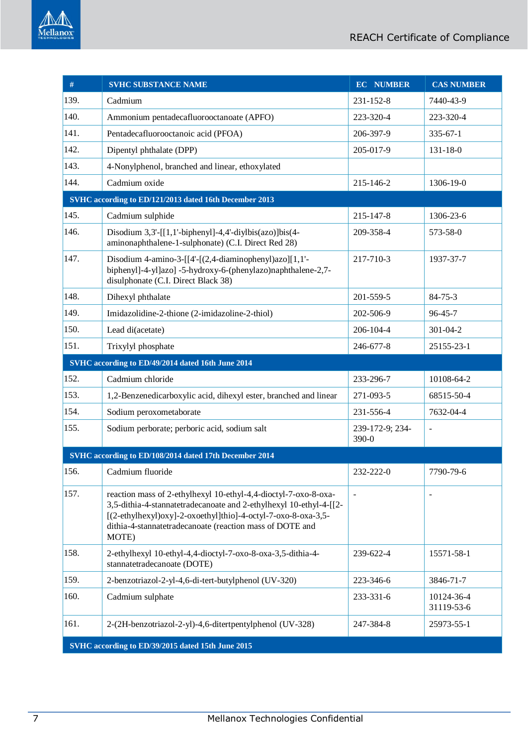| # | SVHC SUBSTANCE NAME | EC NUMBER | CAS NUMBER |
|---|---|---|---|
| 139. | Cadmium | 231-152-8 | 7440-43-9 |
| 140. | Ammonium pentadecafluorooctanoate (APFO) | 223-320-4 | 223-320-4 |
| 141. | Pentadecafluorooctanoic acid (PFOA) | 206-397-9 | 335-67-1 |
| 142. | Dipentyl phthalate (DPP) | 205-017-9 | 131-18-0 |
| 143. | 4-Nonylphenol, branched and linear, ethoxylated | | |
| 144. | Cadmium oxide | 215-146-2 | 1306-19-0 |
| **SVHC according to ED/121/2013 dated 16th December 2013** | | | |
| 145. | Cadmium sulphide | 215-147-8 | 1306-23-6 |
| 146. | Disodium 3,3'-[[1,1'-biphenyl]-4,4'-diylbis(azo)]bis(4-aminonaphthalene-1-sulphonate) (C.I. Direct Red 28) | 209-358-4 | 573-58-0 |
| 147. | Disodium 4-amino-3-[[4'-[(2,4-diaminophenyl)azo][1,1'-biphenyl]-4-yl]azo] -5-hydroxy-6-(phenylazo)naphthalene-2,7-disulphonate (C.I. Direct Black 38) | 217-710-3 | 1937-37-7 |
| 148. | Dihexyl phthalate | 201-559-5 | 84-75-3 |
| 149. | Imidazolidine-2-thione (2-imidazoline-2-thiol) | 202-506-9 | 96-45-7 |
| 150. | Lead di(acetate) | 206-104-4 | 301-04-2 |
| 151. | Trixylyl phosphate | 246-677-8 | 25155-23-1 |
| **SVHC according to ED/49/2014 dated 16th June 2014** | | | |
| 152. | Cadmium chloride | 233-296-7 | 10108-64-2 |
| 153. | 1,2-Benzenedicarboxylic acid, dihexyl ester, branched and linear | 271-093-5 | 68515-50-4 |
| 154. | Sodium peroxometaborate | 231-556-4 | 7632-04-4 |
| 155. | Sodium perborate; perboric acid, sodium salt | 239-172-9; 234-390-0 | - |
| **SVHC according to ED/108/2014 dated 17th December 2014** | | | |
| 156. | Cadmium fluoride | 232-222-0 | 7790-79-6 |
| 157. | reaction mass of 2-ethylhexyl 10-ethyl-4,4-dioctyl-7-oxo-8-oxa-3,5-dithia-4-stannatetradecanoate and 2-ethylhexyl 10-ethyl-4-[[2-[(2-ethylhexyl)oxy]-2-oxoethyl]thio]-4-octyl-7-oxo-8-oxa-3,5-dithia-4-stannatetradecanoate (reaction mass of DOTE and MOTE) | - | - |
| 158. | 2-ethylhexyl 10-ethyl-4,4-dioctyl-7-oxo-8-oxa-3,5-dithia-4-stannatetradecanoate (DOTE) | 239-622-4 | 15571-58-1 |
| 159. | 2-benzotriazol-2-yl-4,6-di-tert-butylphenol (UV-320) | 223-346-6 | 3846-71-7 |
| 160. | Cadmium sulphate | 233-331-6 | 10124-36-4 31119-53-6 |
| 161. | 2-(2H-benzotriazol-2-yl)-4,6-ditertpentylphenol (UV-328) | 247-384-8 | 25973-55-1 |
| **SVHC according to ED/39/2015 dated 15th June 2015** | | | |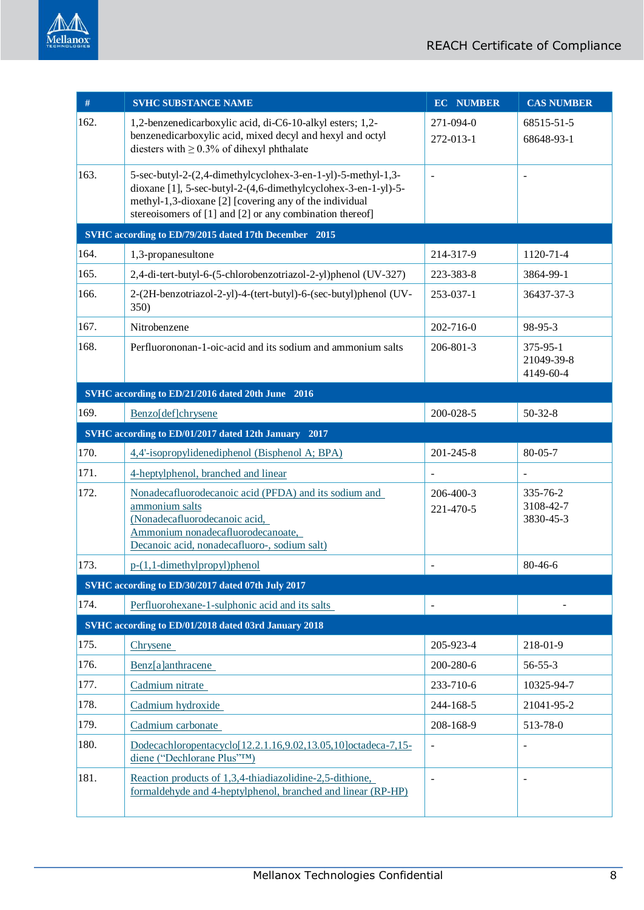| # | SVHC SUBSTANCE NAME | EC NUMBER | CAS NUMBER |
|---|---|---|---|
| 162. | 1,2-benzenedicarboxylic acid, di-C6-10-alkyl esters; 1,2-benzenedicarboxylic acid, mixed decyl and hexyl and octyl diesters with ≥ 0.3% of dihexyl phthalate | 271-094-0<br>272-013-1 | 68515-51-5<br>68648-93-1 |
| 163. | 5-sec-butyl-2-(2,4-dimethylcyclohex-3-en-1-yl)-5-methyl-1,3-dioxane [1], 5-sec-butyl-2-(4,6-dimethylcyclohex-3-en-1-yl)-5-methyl-1,3-dioxane [2] [covering any of the individual stereoisomers of [1] and [2] or any combination thereof] | - | - |
| **SVHC according to ED/79/2015 dated 17th December 2015** | | | |
| 164. | 1,3-propanesultone | 214-317-9 | 1120-71-4 |
| 165. | 2,4-di-tert-butyl-6-(5-chlorobenzotriazol-2-yl)phenol (UV-327) | 223-383-8 | 3864-99-1 |
| 166. | 2-(2H-benzotriazol-2-yl)-4-(tert-butyl)-6-(sec-butyl)phenol (UV-350) | 253-037-1 | 36437-37-3 |
| 167. | Nitrobenzene | 202-716-0 | 98-95-3 |
| 168. | Perfluorononan-1-oic-acid and its sodium and ammonium salts | 206-801-3 | 375-95-1<br>21049-39-8<br>4149-60-4 |
| **SVHC according to ED/21/2016 dated 20th June 2016** | | | |
| 169. | Benzo[def]chrysene | 200-028-5 | 50-32-8 |
| **SVHC according to ED/01/2017 dated 12th January 2017** | | | |
| 170. | 4,4'-isopropylidenediphenol (Bisphenol A; BPA) | 201-245-8 | 80-05-7 |
| 171. | 4-heptylphenol, branched and linear | - | - |
| 172. | Nonadecafluorodecanoic acid (PFDA) and its sodium and ammonium salts<br>(Nonadecafluorodecanoic acid,<br>Ammonium nonadecafluorodecanoate,<br>Decanoic acid, nonadecafluoro-, sodium salt) | 206-400-3<br>221-470-5 | 335-76-2<br>3108-42-7<br>3830-45-3 |
| 173. | p-(1,1-dimethylpropyl)phenol | - | 80-46-6 |
| **SVHC according to ED/30/2017 dated 07th July 2017** | | | |
| 174. | Perfluorohexane-1-sulphonic acid and its salts | - | - |
| **SVHC according to ED/01/2018 dated 03rd January 2018** | | | |
| 175. | Chrysene | 205-923-4 | 218-01-9 |
| 176. | Benz[a]anthracene | 200-280-6 | 56-55-3 |
| 177. | Cadmium nitrate | 233-710-6 | 10325-94-7 |
| 178. | Cadmium hydroxide | 244-168-5 | 21041-95-2 |
| 179. | Cadmium carbonate | 208-168-9 | 513-78-0 |
| 180. | Dodecachloropentacyclo[12.2.1.16,9.02,13.05,10]octadeca-7,15-diene (“Dechlorane Plus”™) | - | - |
| 181. | Reaction products of 1,3,4-thiadiazolidine-2,5-dithione, formaldehyde and 4-heptylphenol, branched and linear (RP-HP) | - | - |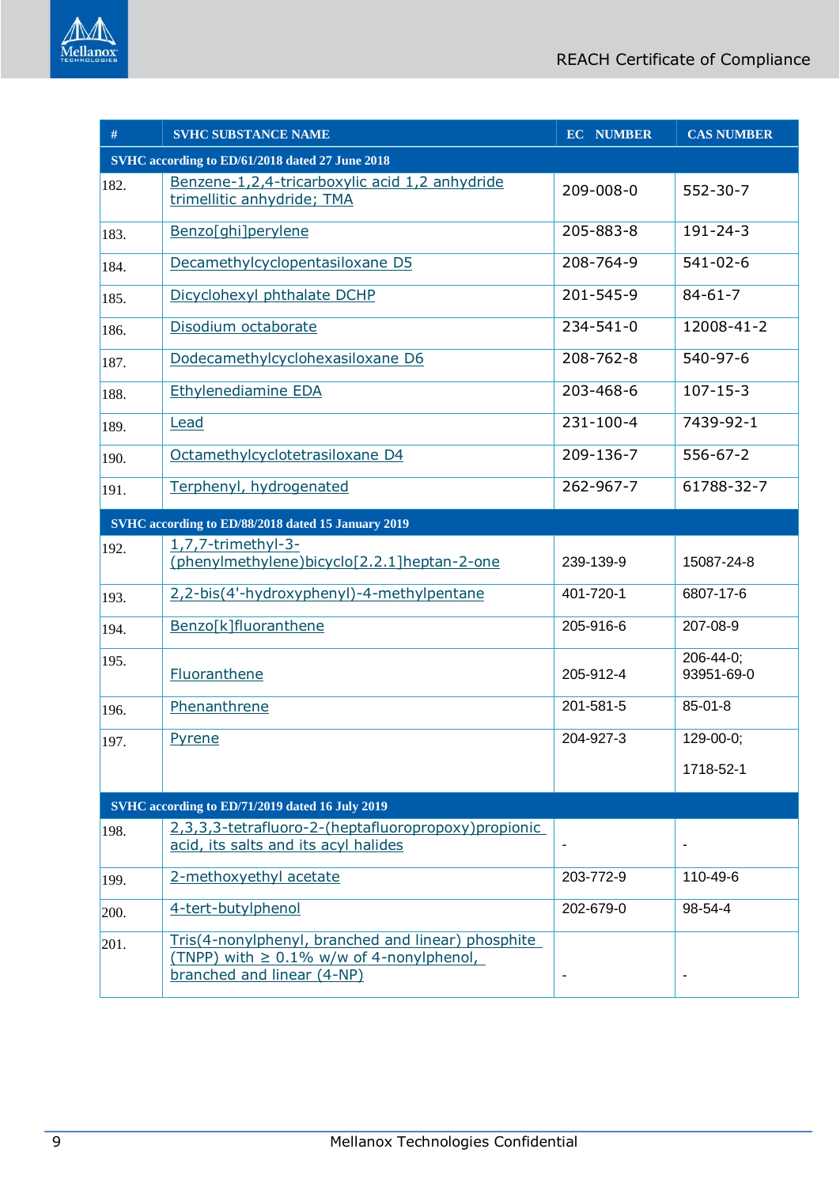| # | SVHC SUBSTANCE NAME | EC NUMBER | CAS NUMBER |
|---|---|---|---|
| **SVHC according to ED/61/2018 dated 27 June 2018** | | | |
| 182. | Benzene-1,2,4-tricarboxylic acid 1,2 anhydride trimellitic anhydride; TMA | 209-008-0 | 552-30-7 |
| 183. | Benzo[ghi]perylene | 205-883-8 | 191-24-3 |
| 184. | Decamethylcyclopentasiloxane D5 | 208-764-9 | 541-02-6 |
| 185. | Dicyclohexyl phthalate DCHP | 201-545-9 | 84-61-7 |
| 186. | Disodium octaborate | 234-541-0 | 12008-41-2 |
| 187. | Dodecamethylcyclohexasiloxane D6 | 208-762-8 | 540-97-6 |
| 188. | Ethylenediamine EDA | 203-468-6 | 107-15-3 |
| 189. | Lead | 231-100-4 | 7439-92-1 |
| 190. | Octamethylcyclotetrasiloxane D4 | 209-136-7 | 556-67-2 |
| 191. | Terphenyl, hydrogenated | 262-967-7 | 61788-32-7 |
| **SVHC according to ED/88/2018 dated 15 January 2019** | | | |
| 192. | 1,7,7-trimethyl-3-(phenylmethylene)bicyclo[2.2.1]heptan-2-one | 239-139-9 | 15087-24-8 |
| 193. | 2,2-bis(4'-hydroxyphenyl)-4-methylpentane | 401-720-1 | 6807-17-6 |
| 194. | Benzo[k]fluoranthene | 205-916-6 | 207-08-9 |
| 195. | Fluoranthene | 205-912-4 | 206-44-0; 93951-69-0 |
| 196. | Phenanthrene | 201-581-5 | 85-01-8 |
| 197. | Pyrene | 204-927-3 | 129-00-0; 1718-52-1 |
| **SVHC according to ED/71/2019 dated 16 July 2019** | | | |
| 198. | 2,3,3,3-tetrafluoro-2-(heptafluoropropoxy)propionic acid, its salts and its acyl halides | - | - |
| 199. | 2-methoxyethyl acetate | 203-772-9 | 110-49-6 |
| 200. | 4-tert-butylphenol | 202-679-0 | 98-54-4 |
| 201. | Tris(4-nonylphenyl, branched and linear) phosphite (TNPP) with ≥ 0.1% w/w of 4-nonylphenol, branched and linear (4-NP) | - | - |